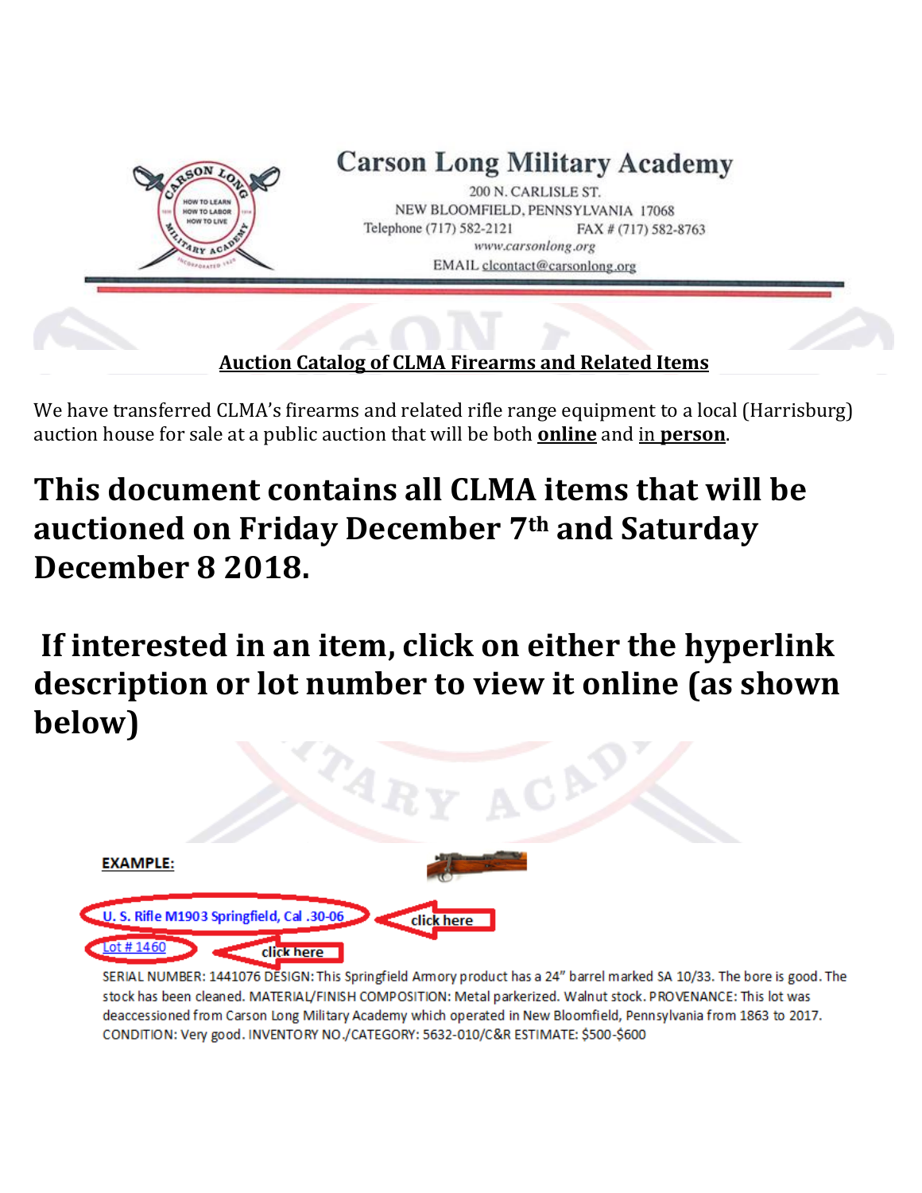# Carson Long Military Academy

200 N. CARLISLE ST.
NEW BLOOMFIELD, PENNSYLVANIA 17068
Telephone (717) 582-2121 FAX # (717) 582-8763
www.carsonlong.org
EMAIL clcontact@carsonlong.org

**Auction Catalog of CLMA Firearms and Related Items**

We have transferred CLMA's firearms and related rifle range equipment to a local (Harrisburg) auction house for sale at a public auction that will be both **online** and in **person**.

## This document contains all CLMA items that will be auctioned on Friday December 7th and Saturday December 8 2018.

## If interested in an item, click on either the hyperlink description or lot number to view it online (as shown below)

**EXAMPLE:**

U. S. Rifle M1903 Springfield, Cal .30-06 ← click here

Lot # 1460 ← click here

SERIAL NUMBER: 1441076 DESIGN: This Springfield Armory product has a 24" barrel marked SA 10/33. The bore is good. The stock has been cleaned. MATERIAL/FINISH COMPOSITION: Metal parkerized. Walnut stock. PROVENANCE: This lot was deaccessioned from Carson Long Military Academy which operated in New Bloomfield, Pennsylvania from 1863 to 2017. CONDITION: Very good. INVENTORY NO./CATEGORY: 5632-010/C&R ESTIMATE: $500-$600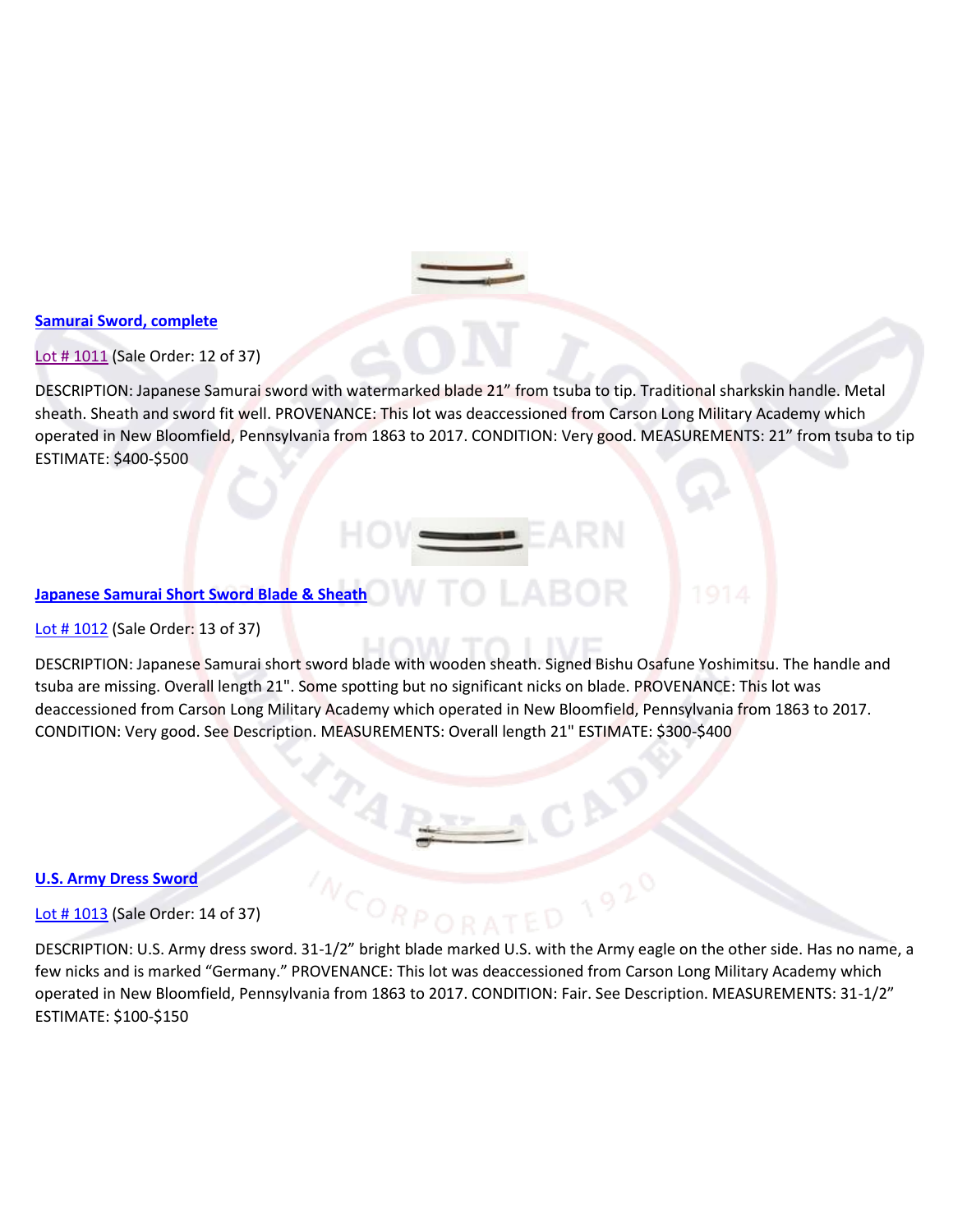[Samurai Sword, complete]

Lot # 1011 (Sale Order: 12 of 37)

DESCRIPTION: Japanese Samurai sword with watermarked blade 21" from tsuba to tip. Traditional sharkskin handle. Metal sheath. Sheath and sword fit well. PROVENANCE: This lot was deaccessioned from Carson Long Military Academy which operated in New Bloomfield, Pennsylvania from 1863 to 2017. CONDITION: Very good. MEASUREMENTS: 21" from tsuba to tip ESTIMATE: $400-$500

[Japanese Samurai Short Sword Blade & Sheath]

Lot # 1012 (Sale Order: 13 of 37)

DESCRIPTION: Japanese Samurai short sword blade with wooden sheath. Signed Bishu Osafune Yoshimitsu. The handle and tsuba are missing. Overall length 21". Some spotting but no significant nicks on blade. PROVENANCE: This lot was deaccessioned from Carson Long Military Academy which operated in New Bloomfield, Pennsylvania from 1863 to 2017. CONDITION: Very good. See Description. MEASUREMENTS: Overall length 21" ESTIMATE: $300-$400

[U.S. Army Dress Sword]

Lot # 1013 (Sale Order: 14 of 37)

DESCRIPTION: U.S. Army dress sword. 31-1/2" bright blade marked U.S. with the Army eagle on the other side. Has no name, a few nicks and is marked "Germany." PROVENANCE: This lot was deaccessioned from Carson Long Military Academy which operated in New Bloomfield, Pennsylvania from 1863 to 2017. CONDITION: Fair. See Description. MEASUREMENTS: 31-1/2" ESTIMATE: $100-$150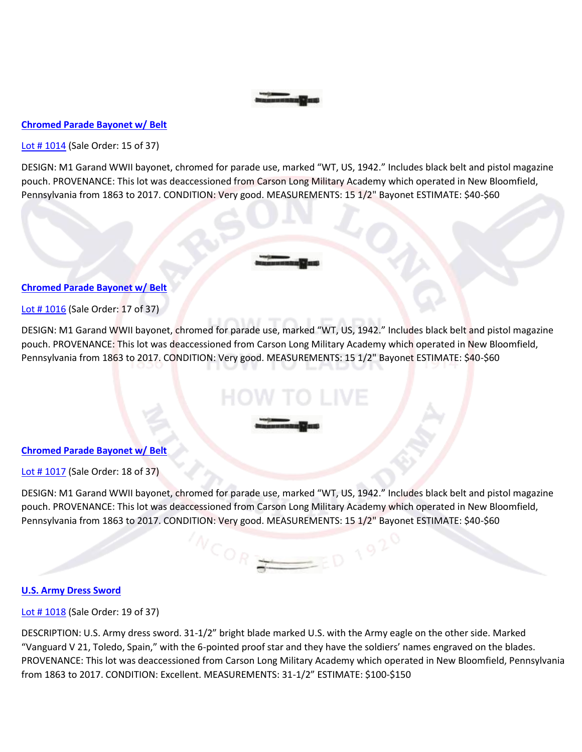## Chromed Parade Bayonet w/ Belt

Lot # 1014 (Sale Order: 15 of 37)

DESIGN: M1 Garand WWII bayonet, chromed for parade use, marked "WT, US, 1942." Includes black belt and pistol magazine pouch. PROVENANCE: This lot was deaccessioned from Carson Long Military Academy which operated in New Bloomfield, Pennsylvania from 1863 to 2017. CONDITION: Very good. MEASUREMENTS: 15 1/2" Bayonet ESTIMATE: $40-$60

## Chromed Parade Bayonet w/ Belt

Lot # 1016 (Sale Order: 17 of 37)

DESIGN: M1 Garand WWII bayonet, chromed for parade use, marked "WT, US, 1942." Includes black belt and pistol magazine pouch. PROVENANCE: This lot was deaccessioned from Carson Long Military Academy which operated in New Bloomfield, Pennsylvania from 1863 to 2017. CONDITION: Very good. MEASUREMENTS: 15 1/2" Bayonet ESTIMATE: $40-$60

## Chromed Parade Bayonet w/ Belt

Lot # 1017 (Sale Order: 18 of 37)

DESIGN: M1 Garand WWII bayonet, chromed for parade use, marked "WT, US, 1942." Includes black belt and pistol magazine pouch. PROVENANCE: This lot was deaccessioned from Carson Long Military Academy which operated in New Bloomfield, Pennsylvania from 1863 to 2017. CONDITION: Very good. MEASUREMENTS: 15 1/2" Bayonet ESTIMATE: $40-$60

## U.S. Army Dress Sword

Lot # 1018 (Sale Order: 19 of 37)

DESCRIPTION: U.S. Army dress sword. 31-1/2" bright blade marked U.S. with the Army eagle on the other side. Marked "Vanguard V 21, Toledo, Spain," with the 6-pointed proof star and they have the soldiers' names engraved on the blades. PROVENANCE: This lot was deaccessioned from Carson Long Military Academy which operated in New Bloomfield, Pennsylvania from 1863 to 2017. CONDITION: Excellent. MEASUREMENTS: 31-1/2" ESTIMATE: $100-$150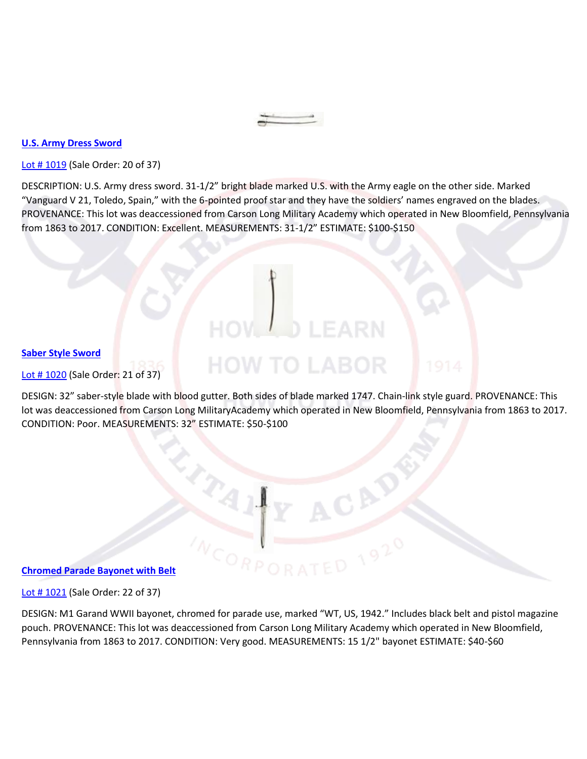## U.S. Army Dress Sword

Lot # 1019 (Sale Order: 20 of 37)

DESCRIPTION: U.S. Army dress sword. 31-1/2" bright blade marked U.S. with the Army eagle on the other side. Marked "Vanguard V 21, Toledo, Spain," with the 6-pointed proof star and they have the soldiers' names engraved on the blades. PROVENANCE: This lot was deaccessioned from Carson Long Military Academy which operated in New Bloomfield, Pennsylvania from 1863 to 2017. CONDITION: Excellent. MEASUREMENTS: 31-1/2" ESTIMATE: $100-$150

## Saber Style Sword

Lot # 1020 (Sale Order: 21 of 37)

DESIGN: 32" saber-style blade with blood gutter. Both sides of blade marked 1747. Chain-link style guard. PROVENANCE: This lot was deaccessioned from Carson Long MilitaryAcademy which operated in New Bloomfield, Pennsylvania from 1863 to 2017. CONDITION: Poor. MEASUREMENTS: 32" ESTIMATE: $50-$100

## Chromed Parade Bayonet with Belt

Lot # 1021 (Sale Order: 22 of 37)

DESIGN: M1 Garand WWII bayonet, chromed for parade use, marked "WT, US, 1942." Includes black belt and pistol magazine pouch. PROVENANCE: This lot was deaccessioned from Carson Long Military Academy which operated in New Bloomfield, Pennsylvania from 1863 to 2017. CONDITION: Very good. MEASUREMENTS: 15 1/2" bayonet ESTIMATE: $40-$60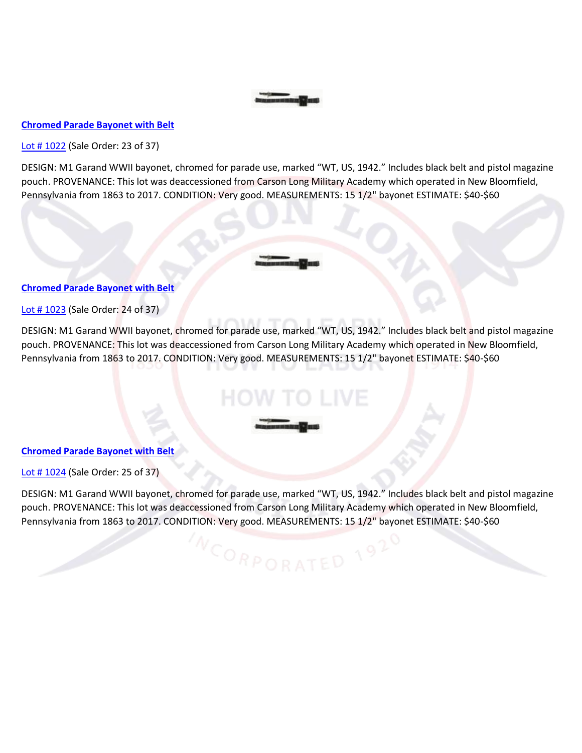**Chromed Parade Bayonet with Belt**

Lot # 1022 (Sale Order: 23 of 37)

DESIGN: M1 Garand WWII bayonet, chromed for parade use, marked "WT, US, 1942." Includes black belt and pistol magazine pouch. PROVENANCE: This lot was deaccessioned from Carson Long Military Academy which operated in New Bloomfield, Pennsylvania from 1863 to 2017. CONDITION: Very good. MEASUREMENTS: 15 1/2" bayonet ESTIMATE: $40-$60

**Chromed Parade Bayonet with Belt**

Lot # 1023 (Sale Order: 24 of 37)

DESIGN: M1 Garand WWII bayonet, chromed for parade use, marked "WT, US, 1942." Includes black belt and pistol magazine pouch. PROVENANCE: This lot was deaccessioned from Carson Long Military Academy which operated in New Bloomfield, Pennsylvania from 1863 to 2017. CONDITION: Very good. MEASUREMENTS: 15 1/2" bayonet ESTIMATE: $40-$60

**Chromed Parade Bayonet with Belt**

Lot # 1024 (Sale Order: 25 of 37)

DESIGN: M1 Garand WWII bayonet, chromed for parade use, marked "WT, US, 1942." Includes black belt and pistol magazine pouch. PROVENANCE: This lot was deaccessioned from Carson Long Military Academy which operated in New Bloomfield, Pennsylvania from 1863 to 2017. CONDITION: Very good. MEASUREMENTS: 15 1/2" bayonet ESTIMATE: $40-$60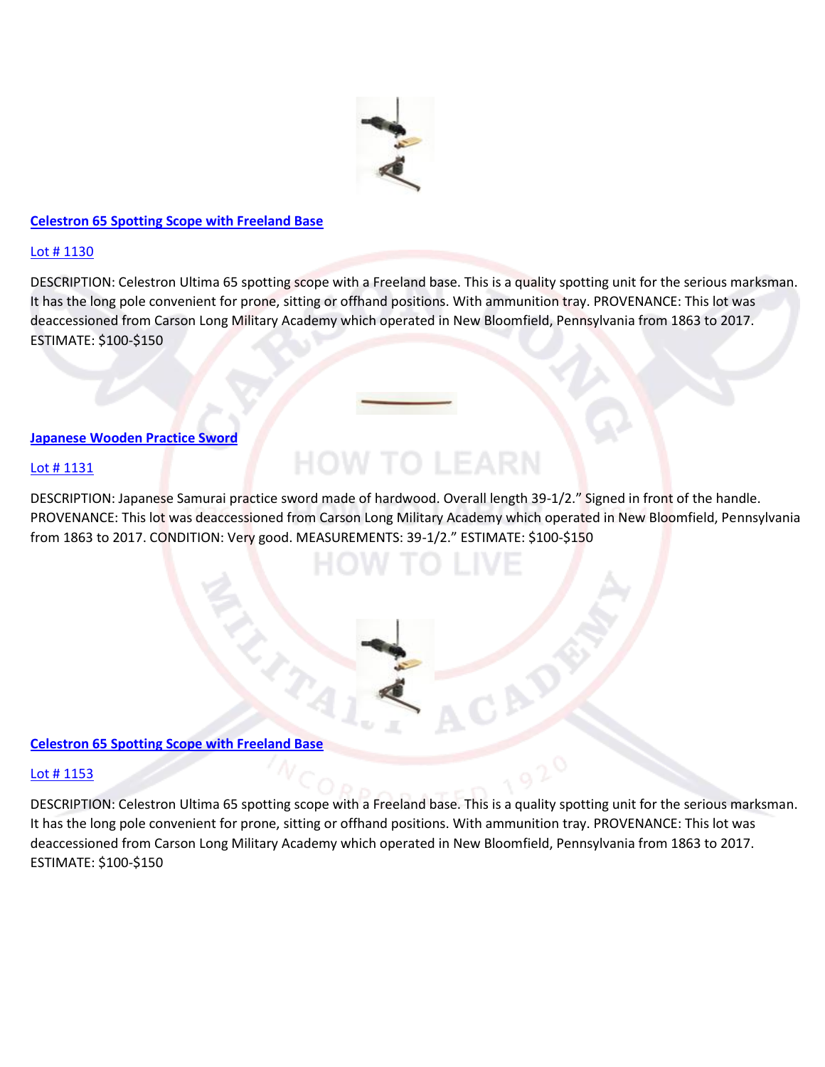## Celestron 65 Spotting Scope with Freeland Base

Lot # 1130

DESCRIPTION: Celestron Ultima 65 spotting scope with a Freeland base. This is a quality spotting unit for the serious marksman. It has the long pole convenient for prone, sitting or offhand positions. With ammunition tray. PROVENANCE: This lot was deaccessioned from Carson Long Military Academy which operated in New Bloomfield, Pennsylvania from 1863 to 2017. ESTIMATE: $100-$150

## Japanese Wooden Practice Sword

Lot # 1131

DESCRIPTION: Japanese Samurai practice sword made of hardwood. Overall length 39-1/2." Signed in front of the handle. PROVENANCE: This lot was deaccessioned from Carson Long Military Academy which operated in New Bloomfield, Pennsylvania from 1863 to 2017. CONDITION: Very good. MEASUREMENTS: 39-1/2." ESTIMATE: $100-$150

## Celestron 65 Spotting Scope with Freeland Base

Lot # 1153

DESCRIPTION: Celestron Ultima 65 spotting scope with a Freeland base. This is a quality spotting unit for the serious marksman. It has the long pole convenient for prone, sitting or offhand positions. With ammunition tray. PROVENANCE: This lot was deaccessioned from Carson Long Military Academy which operated in New Bloomfield, Pennsylvania from 1863 to 2017. ESTIMATE: $100-$150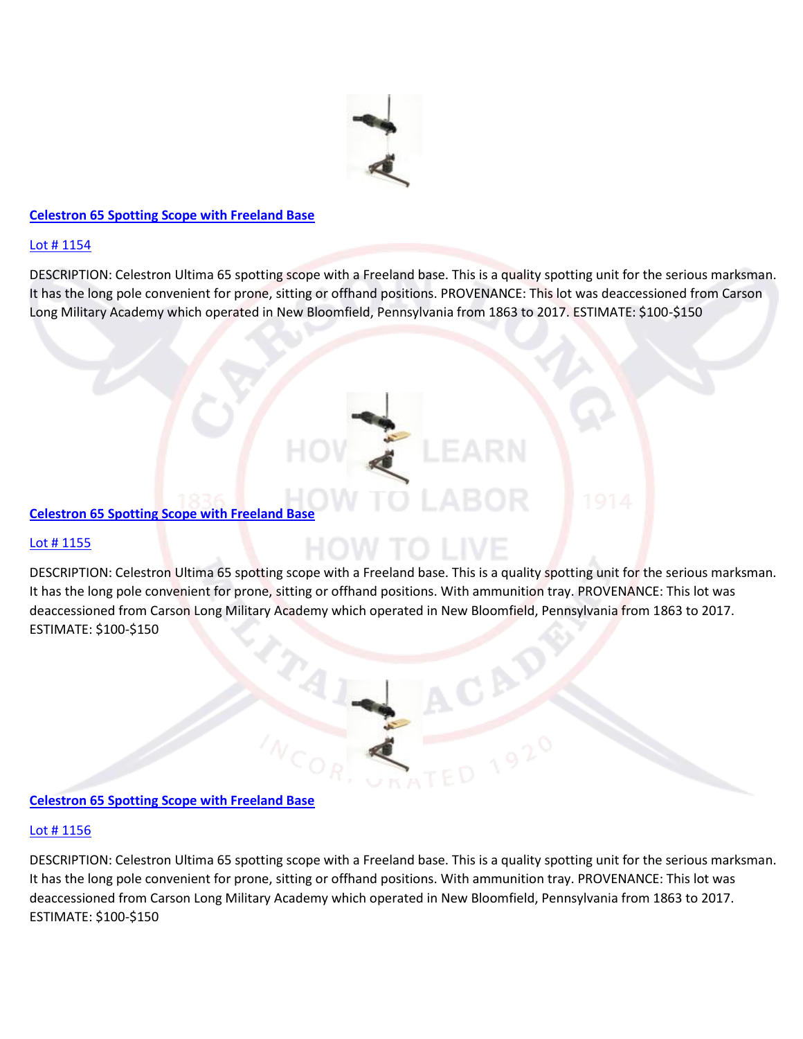[Celestron 65 Spotting Scope with Freeland Base](#)

[Lot # 1154](#)

DESCRIPTION: Celestron Ultima 65 spotting scope with a Freeland base. This is a quality spotting unit for the serious marksman. It has the long pole convenient for prone, sitting or offhand positions. PROVENANCE: This lot was deaccessioned from Carson Long Military Academy which operated in New Bloomfield, Pennsylvania from 1863 to 2017. ESTIMATE: $100-$150

[Celestron 65 Spotting Scope with Freeland Base](#)

[Lot # 1155](#)

DESCRIPTION: Celestron Ultima 65 spotting scope with a Freeland base. This is a quality spotting unit for the serious marksman. It has the long pole convenient for prone, sitting or offhand positions. With ammunition tray. PROVENANCE: This lot was deaccessioned from Carson Long Military Academy which operated in New Bloomfield, Pennsylvania from 1863 to 2017. ESTIMATE: $100-$150

[Celestron 65 Spotting Scope with Freeland Base](#)

[Lot # 1156](#)

DESCRIPTION: Celestron Ultima 65 spotting scope with a Freeland base. This is a quality spotting unit for the serious marksman. It has the long pole convenient for prone, sitting or offhand positions. With ammunition tray. PROVENANCE: This lot was deaccessioned from Carson Long Military Academy which operated in New Bloomfield, Pennsylvania from 1863 to 2017. ESTIMATE: $100-$150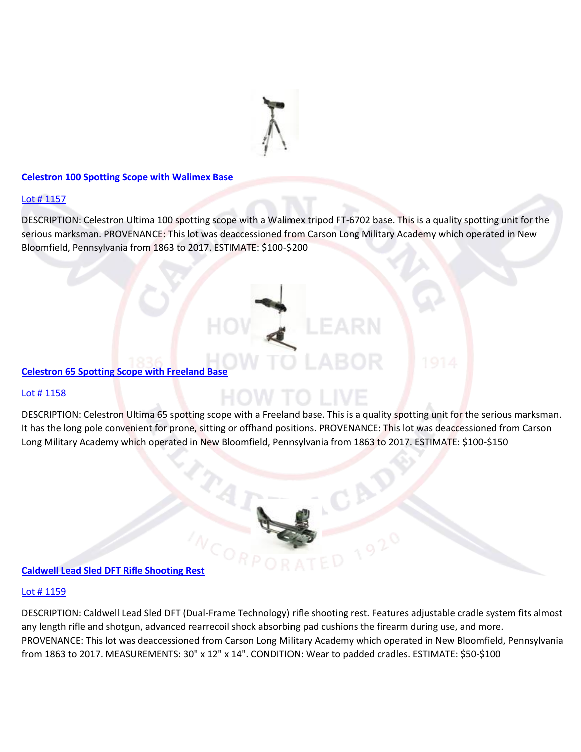**[Celestron 100 Spotting Scope with Walimex Base]()**

[Lot # 1157]()

DESCRIPTION: Celestron Ultima 100 spotting scope with a Walimex tripod FT-6702 base. This is a quality spotting unit for the serious marksman. PROVENANCE: This lot was deaccessioned from Carson Long Military Academy which operated in New Bloomfield, Pennsylvania from 1863 to 2017. ESTIMATE: $100-$200

**[Celestron 65 Spotting Scope with Freeland Base]()**

[Lot # 1158]()

DESCRIPTION: Celestron Ultima 65 spotting scope with a Freeland base. This is a quality spotting unit for the serious marksman. It has the long pole convenient for prone, sitting or offhand positions. PROVENANCE: This lot was deaccessioned from Carson Long Military Academy which operated in New Bloomfield, Pennsylvania from 1863 to 2017. ESTIMATE: $100-$150

**[Caldwell Lead Sled DFT Rifle Shooting Rest]()**

[Lot # 1159]()

DESCRIPTION: Caldwell Lead Sled DFT (Dual-Frame Technology) rifle shooting rest. Features adjustable cradle system fits almost any length rifle and shotgun, advanced rearrecoil shock absorbing pad cushions the firearm during use, and more. PROVENANCE: This lot was deaccessioned from Carson Long Military Academy which operated in New Bloomfield, Pennsylvania from 1863 to 2017. MEASUREMENTS: 30" x 12" x 14". CONDITION: Wear to padded cradles. ESTIMATE: $50-$100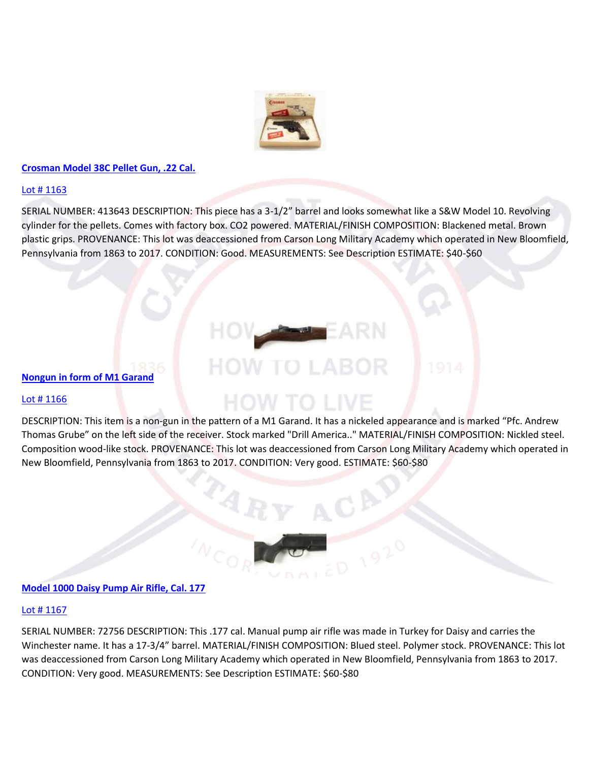## [Crosman Model 38C Pellet Gun, .22 Cal.]

Lot # 1163

SERIAL NUMBER: 413643 DESCRIPTION: This piece has a 3-1/2" barrel and looks somewhat like a S&W Model 10. Revolving cylinder for the pellets. Comes with factory box. CO2 powered. MATERIAL/FINISH COMPOSITION: Blackened metal. Brown plastic grips. PROVENANCE: This lot was deaccessioned from Carson Long Military Academy which operated in New Bloomfield, Pennsylvania from 1863 to 2017. CONDITION: Good. MEASUREMENTS: See Description ESTIMATE: $40-$60

## Nongun in form of M1 Garand

Lot # 1166

DESCRIPTION: This item is a non-gun in the pattern of a M1 Garand. It has a nickeled appearance and is marked "Pfc. Andrew Thomas Grube" on the left side of the receiver. Stock marked "Drill America.." MATERIAL/FINISH COMPOSITION: Nickled steel. Composition wood-like stock. PROVENANCE: This lot was deaccessioned from Carson Long Military Academy which operated in New Bloomfield, Pennsylvania from 1863 to 2017. CONDITION: Very good. ESTIMATE: $60-$80

## Model 1000 Daisy Pump Air Rifle, Cal. 177

Lot # 1167

SERIAL NUMBER: 72756 DESCRIPTION: This .177 cal. Manual pump air rifle was made in Turkey for Daisy and carries the Winchester name. It has a 17-3/4" barrel. MATERIAL/FINISH COMPOSITION: Blued steel. Polymer stock. PROVENANCE: This lot was deaccessioned from Carson Long Military Academy which operated in New Bloomfield, Pennsylvania from 1863 to 2017. CONDITION: Very good. MEASUREMENTS: See Description ESTIMATE: $60-$80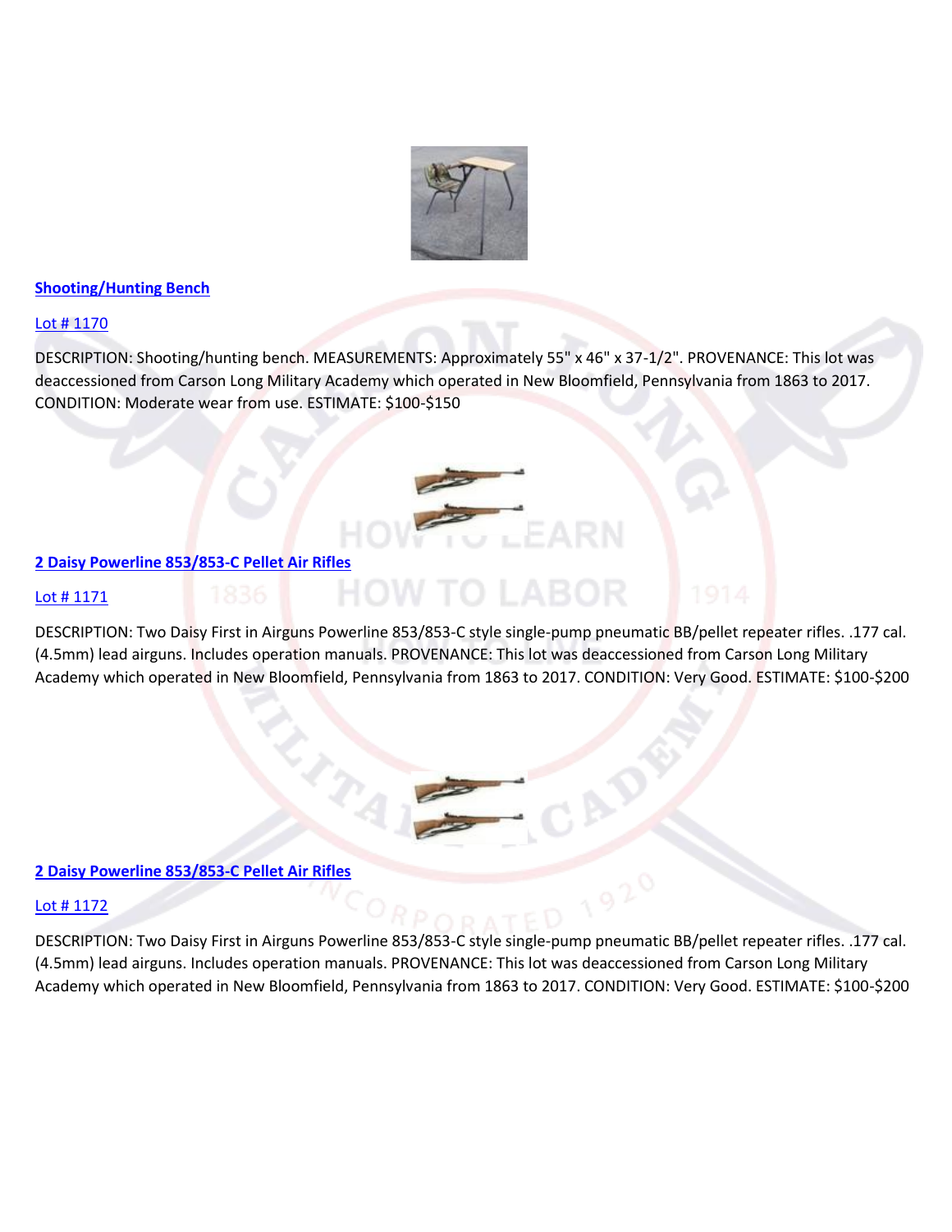**Shooting/Hunting Bench**

Lot # 1170

DESCRIPTION: Shooting/hunting bench. MEASUREMENTS: Approximately 55" x 46" x 37-1/2". PROVENANCE: This lot was deaccessioned from Carson Long Military Academy which operated in New Bloomfield, Pennsylvania from 1863 to 2017. CONDITION: Moderate wear from use. ESTIMATE: $100-$150

**2 Daisy Powerline 853/853-C Pellet Air Rifles**

Lot # 1171

DESCRIPTION: Two Daisy First in Airguns Powerline 853/853-C style single-pump pneumatic BB/pellet repeater rifles. .177 cal. (4.5mm) lead airguns. Includes operation manuals. PROVENANCE: This lot was deaccessioned from Carson Long Military Academy which operated in New Bloomfield, Pennsylvania from 1863 to 2017. CONDITION: Very Good. ESTIMATE: $100-$200

**2 Daisy Powerline 853/853-C Pellet Air Rifles**

Lot # 1172

DESCRIPTION: Two Daisy First in Airguns Powerline 853/853-C style single-pump pneumatic BB/pellet repeater rifles. .177 cal. (4.5mm) lead airguns. Includes operation manuals. PROVENANCE: This lot was deaccessioned from Carson Long Military Academy which operated in New Bloomfield, Pennsylvania from 1863 to 2017. CONDITION: Very Good. ESTIMATE: $100-$200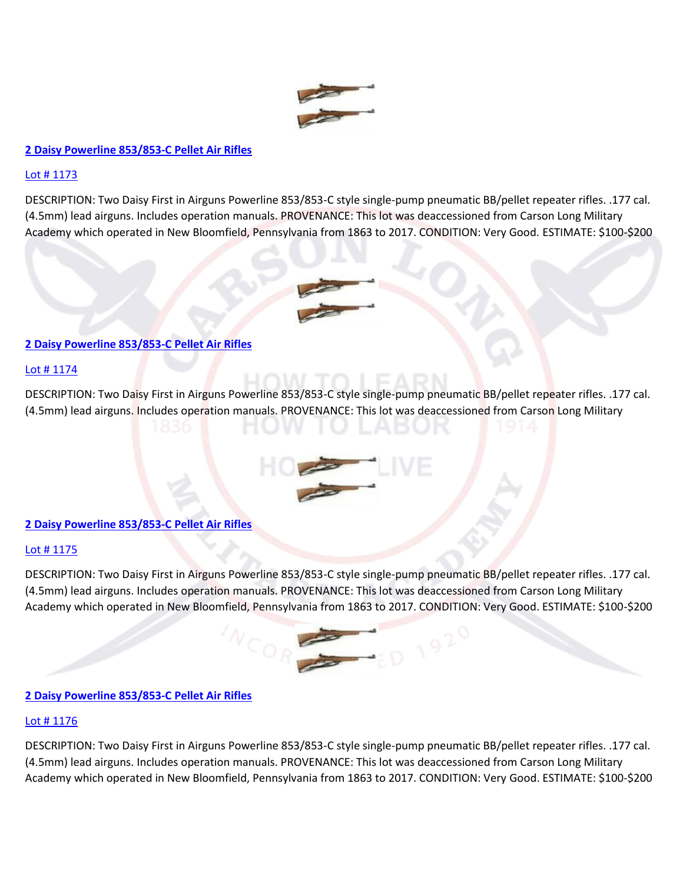**2 Daisy Powerline 853/853-C Pellet Air Rifles**

Lot # 1173

DESCRIPTION: Two Daisy First in Airguns Powerline 853/853-C style single-pump pneumatic BB/pellet repeater rifles. .177 cal. (4.5mm) lead airguns. Includes operation manuals. PROVENANCE: This lot was deaccessioned from Carson Long Military Academy which operated in New Bloomfield, Pennsylvania from 1863 to 2017. CONDITION: Very Good. ESTIMATE: $100-$200

**2 Daisy Powerline 853/853-C Pellet Air Rifles**

Lot # 1174

DESCRIPTION: Two Daisy First in Airguns Powerline 853/853-C style single-pump pneumatic BB/pellet repeater rifles. .177 cal. (4.5mm) lead airguns. Includes operation manuals. PROVENANCE: This lot was deaccessioned from Carson Long Military

**2 Daisy Powerline 853/853-C Pellet Air Rifles**

Lot # 1175

DESCRIPTION: Two Daisy First in Airguns Powerline 853/853-C style single-pump pneumatic BB/pellet repeater rifles. .177 cal. (4.5mm) lead airguns. Includes operation manuals. PROVENANCE: This lot was deaccessioned from Carson Long Military Academy which operated in New Bloomfield, Pennsylvania from 1863 to 2017. CONDITION: Very Good. ESTIMATE: $100-$200

**2 Daisy Powerline 853/853-C Pellet Air Rifles**

Lot # 1176

DESCRIPTION: Two Daisy First in Airguns Powerline 853/853-C style single-pump pneumatic BB/pellet repeater rifles. .177 cal. (4.5mm) lead airguns. Includes operation manuals. PROVENANCE: This lot was deaccessioned from Carson Long Military Academy which operated in New Bloomfield, Pennsylvania from 1863 to 2017. CONDITION: Very Good. ESTIMATE: $100-$200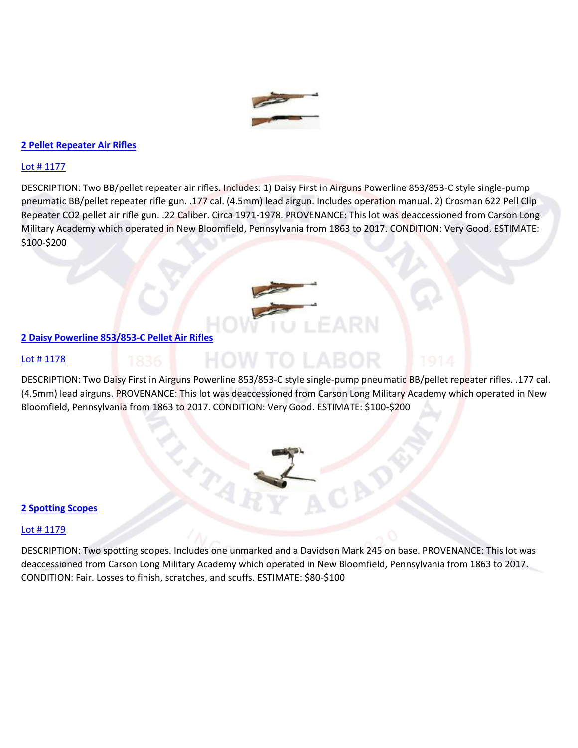[2 Pellet Repeater Air Rifles]

[Lot # 1177]

DESCRIPTION: Two BB/pellet repeater air rifles. Includes: 1) Daisy First in Airguns Powerline 853/853-C style single-pump pneumatic BB/pellet repeater rifle gun. .177 cal. (4.5mm) lead airgun. Includes operation manual. 2) Crosman 622 Pell Clip Repeater CO2 pellet air rifle gun. .22 Caliber. Circa 1971-1978. PROVENANCE: This lot was deaccessioned from Carson Long Military Academy which operated in New Bloomfield, Pennsylvania from 1863 to 2017. CONDITION: Very Good. ESTIMATE: $100-$200

[2 Daisy Powerline 853/853-C Pellet Air Rifles]

[Lot # 1178]

DESCRIPTION: Two Daisy First in Airguns Powerline 853/853-C style single-pump pneumatic BB/pellet repeater rifles. .177 cal. (4.5mm) lead airguns. PROVENANCE: This lot was deaccessioned from Carson Long Military Academy which operated in New Bloomfield, Pennsylvania from 1863 to 2017. CONDITION: Very Good. ESTIMATE: $100-$200

[2 Spotting Scopes]

[Lot # 1179]

DESCRIPTION: Two spotting scopes. Includes one unmarked and a Davidson Mark 245 on base. PROVENANCE: This lot was deaccessioned from Carson Long Military Academy which operated in New Bloomfield, Pennsylvania from 1863 to 2017. CONDITION: Fair. Losses to finish, scratches, and scuffs. ESTIMATE: $80-$100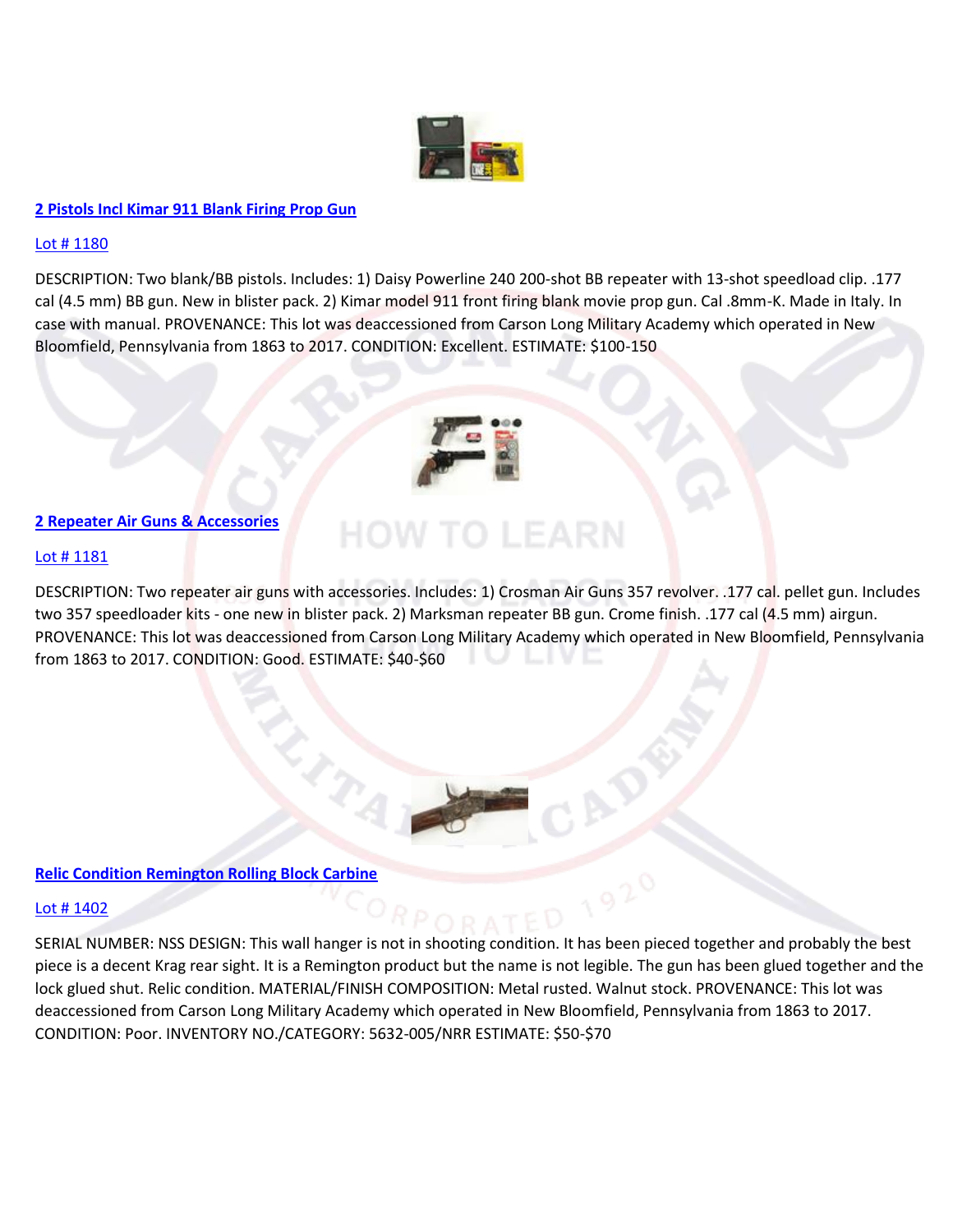[2 Pistols Incl Kimar 911 Blank Firing Prop Gun](#)

[Lot # 1180](#)

DESCRIPTION: Two blank/BB pistols. Includes: 1) Daisy Powerline 240 200-shot BB repeater with 13-shot speedload clip. .177 cal (4.5 mm) BB gun. New in blister pack. 2) Kimar model 911 front firing blank movie prop gun. Cal .8mm-K. Made in Italy. In case with manual. PROVENANCE: This lot was deaccessioned from Carson Long Military Academy which operated in New Bloomfield, Pennsylvania from 1863 to 2017. CONDITION: Excellent. ESTIMATE: $100-150

[2 Repeater Air Guns & Accessories](#)

[Lot # 1181](#)

DESCRIPTION: Two repeater air guns with accessories. Includes: 1) Crosman Air Guns 357 revolver. .177 cal. pellet gun. Includes two 357 speedloader kits - one new in blister pack. 2) Marksman repeater BB gun. Crome finish. .177 cal (4.5 mm) airgun. PROVENANCE: This lot was deaccessioned from Carson Long Military Academy which operated in New Bloomfield, Pennsylvania from 1863 to 2017. CONDITION: Good. ESTIMATE: $40-$60

[Relic Condition Remington Rolling Block Carbine](#)

[Lot # 1402](#)

SERIAL NUMBER: NSS DESIGN: This wall hanger is not in shooting condition. It has been pieced together and probably the best piece is a decent Krag rear sight. It is a Remington product but the name is not legible. The gun has been glued together and the lock glued shut. Relic condition. MATERIAL/FINISH COMPOSITION: Metal rusted. Walnut stock. PROVENANCE: This lot was deaccessioned from Carson Long Military Academy which operated in New Bloomfield, Pennsylvania from 1863 to 2017. CONDITION: Poor. INVENTORY NO./CATEGORY: 5632-005/NRR ESTIMATE: $50-$70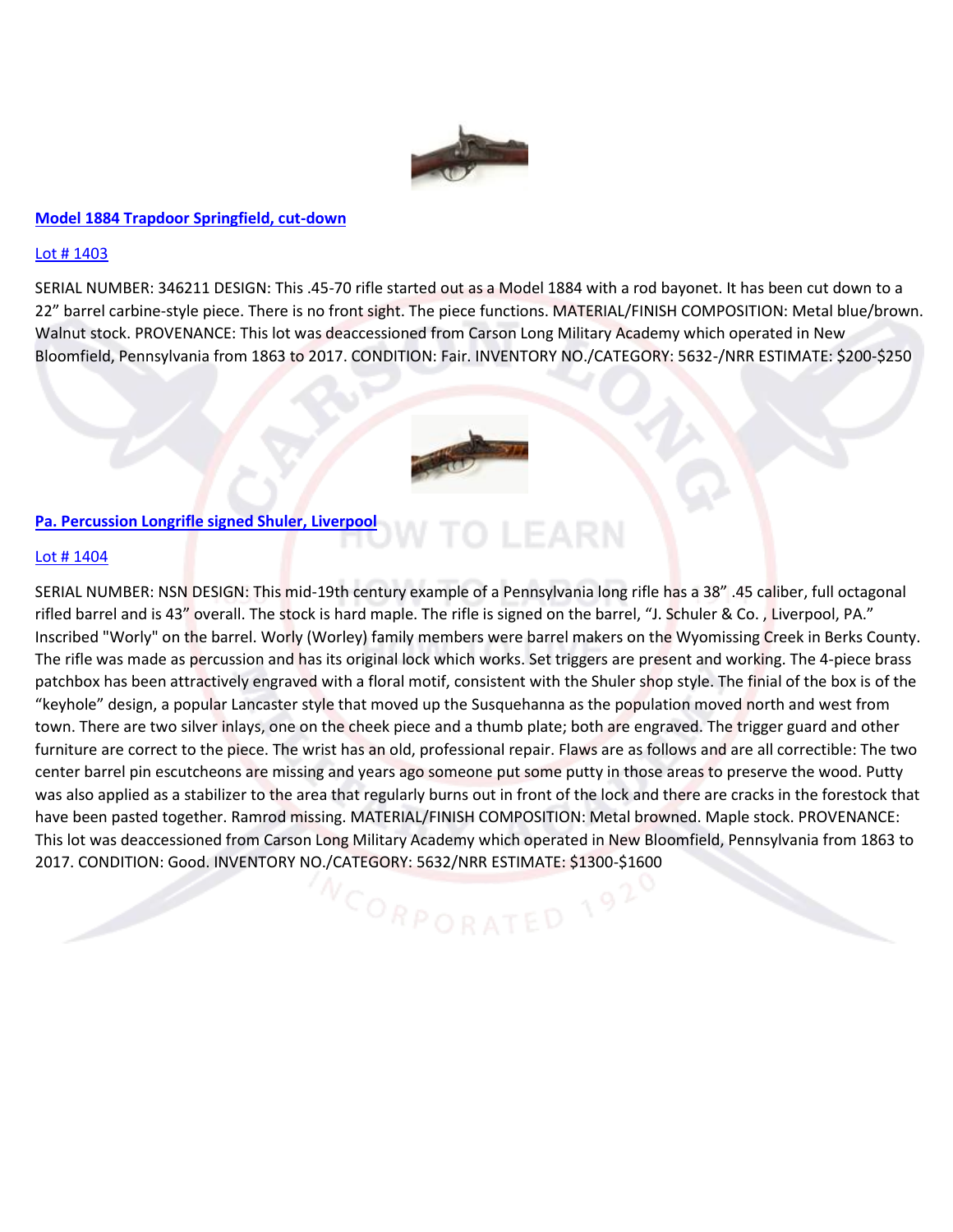[Model 1884 Trapdoor Springfield, cut-down]

[Lot # 1403]

SERIAL NUMBER: 346211 DESIGN: This .45-70 rifle started out as a Model 1884 with a rod bayonet. It has been cut down to a 22" barrel carbine-style piece. There is no front sight. The piece functions. MATERIAL/FINISH COMPOSITION: Metal blue/brown. Walnut stock. PROVENANCE: This lot was deaccessioned from Carson Long Military Academy which operated in New Bloomfield, Pennsylvania from 1863 to 2017. CONDITION: Fair. INVENTORY NO./CATEGORY: 5632-/NRR ESTIMATE: $200-$250

[Pa. Percussion Longrifle signed Shuler, Liverpool]

[Lot # 1404]

SERIAL NUMBER: NSN DESIGN: This mid-19th century example of a Pennsylvania long rifle has a 38" .45 caliber, full octagonal rifled barrel and is 43" overall. The stock is hard maple. The rifle is signed on the barrel, "J. Schuler & Co. , Liverpool, PA." Inscribed "Worly" on the barrel. Worly (Worley) family members were barrel makers on the Wyomissing Creek in Berks County. The rifle was made as percussion and has its original lock which works. Set triggers are present and working. The 4-piece brass patchbox has been attractively engraved with a floral motif, consistent with the Shuler shop style. The finial of the box is of the "keyhole" design, a popular Lancaster style that moved up the Susquehanna as the population moved north and west from town. There are two silver inlays, one on the cheek piece and a thumb plate; both are engraved. The trigger guard and other furniture are correct to the piece. The wrist has an old, professional repair. Flaws are as follows and are all correctible: The two center barrel pin escutcheons are missing and years ago someone put some putty in those areas to preserve the wood. Putty was also applied as a stabilizer to the area that regularly burns out in front of the lock and there are cracks in the forestock that have been pasted together. Ramrod missing. MATERIAL/FINISH COMPOSITION: Metal browned. Maple stock. PROVENANCE: This lot was deaccessioned from Carson Long Military Academy which operated in New Bloomfield, Pennsylvania from 1863 to 2017. CONDITION: Good. INVENTORY NO./CATEGORY: 5632/NRR ESTIMATE: $1300-$1600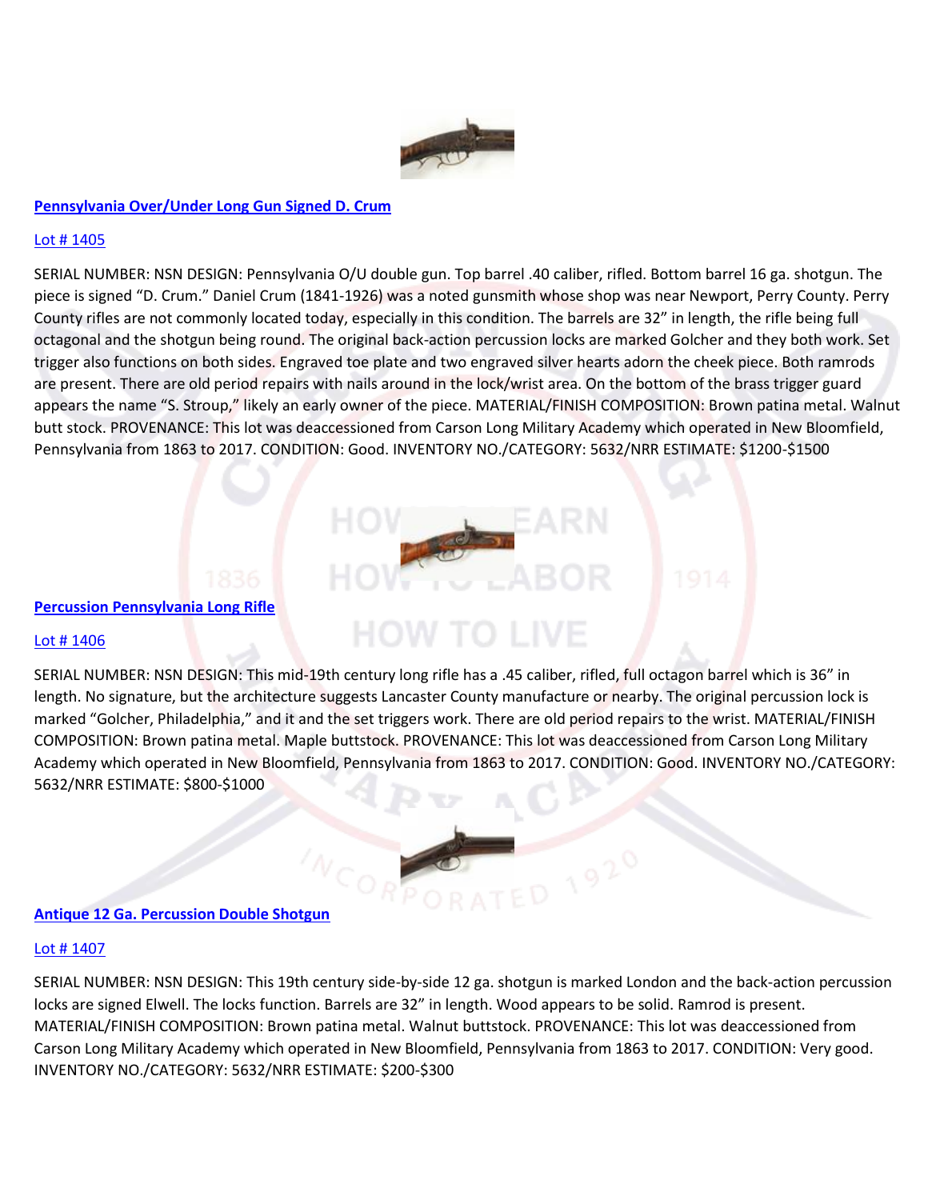[Pennsylvania Over/Under Long Gun Signed D. Crum]

[Lot # 1405]

SERIAL NUMBER: NSN DESIGN: Pennsylvania O/U double gun. Top barrel .40 caliber, rifled. Bottom barrel 16 ga. shotgun. The piece is signed "D. Crum." Daniel Crum (1841-1926) was a noted gunsmith whose shop was near Newport, Perry County. Perry County rifles are not commonly located today, especially in this condition. The barrels are 32" in length, the rifle being full octagonal and the shotgun being round. The original back-action percussion locks are marked Golcher and they both work. Set trigger also functions on both sides. Engraved toe plate and two engraved silver hearts adorn the cheek piece. Both ramrods are present. There are old period repairs with nails around in the lock/wrist area. On the bottom of the brass trigger guard appears the name "S. Stroup," likely an early owner of the piece. MATERIAL/FINISH COMPOSITION: Brown patina metal. Walnut butt stock. PROVENANCE: This lot was deaccessioned from Carson Long Military Academy which operated in New Bloomfield, Pennsylvania from 1863 to 2017. CONDITION: Good. INVENTORY NO./CATEGORY: 5632/NRR ESTIMATE: $1200-$1500

[Percussion Pennsylvania Long Rifle]

[Lot # 1406]

SERIAL NUMBER: NSN DESIGN: This mid-19th century long rifle has a .45 caliber, rifled, full octagon barrel which is 36" in length. No signature, but the architecture suggests Lancaster County manufacture or nearby. The original percussion lock is marked "Golcher, Philadelphia," and it and the set triggers work. There are old period repairs to the wrist. MATERIAL/FINISH COMPOSITION: Brown patina metal. Maple buttstock. PROVENANCE: This lot was deaccessioned from Carson Long Military Academy which operated in New Bloomfield, Pennsylvania from 1863 to 2017. CONDITION: Good. INVENTORY NO./CATEGORY: 5632/NRR ESTIMATE: $800-$1000

[Antique 12 Ga. Percussion Double Shotgun]

[Lot # 1407]

SERIAL NUMBER: NSN DESIGN: This 19th century side-by-side 12 ga. shotgun is marked London and the back-action percussion locks are signed Elwell. The locks function. Barrels are 32" in length. Wood appears to be solid. Ramrod is present. MATERIAL/FINISH COMPOSITION: Brown patina metal. Walnut buttstock. PROVENANCE: This lot was deaccessioned from Carson Long Military Academy which operated in New Bloomfield, Pennsylvania from 1863 to 2017. CONDITION: Very good. INVENTORY NO./CATEGORY: 5632/NRR ESTIMATE: $200-$300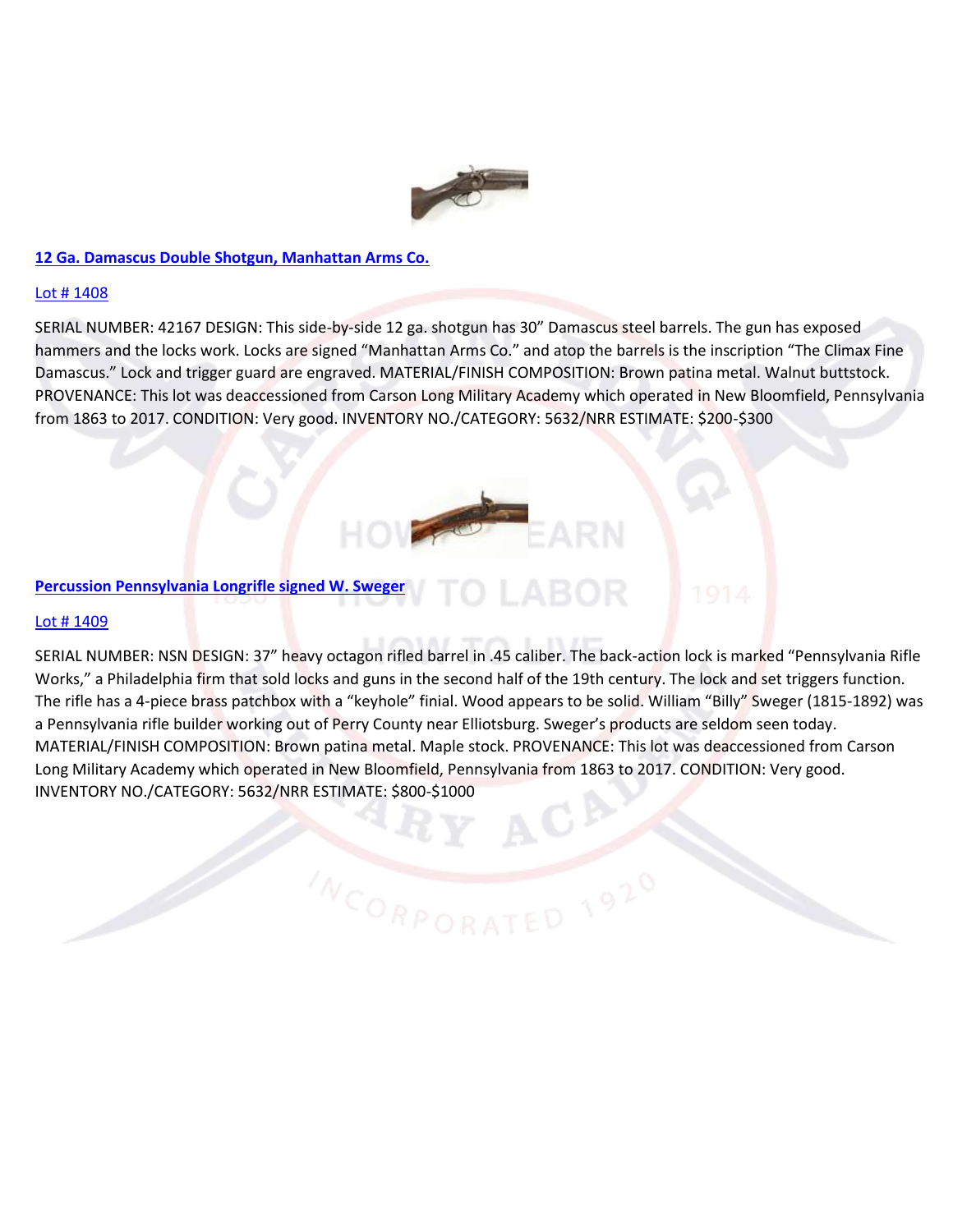[12 Ga. Damascus Double Shotgun, Manhattan Arms Co.](#)

[Lot # 1408](#)

SERIAL NUMBER: 42167 DESIGN: This side-by-side 12 ga. shotgun has 30” Damascus steel barrels. The gun has exposed hammers and the locks work. Locks are signed “Manhattan Arms Co.” and atop the barrels is the inscription “The Climax Fine Damascus.” Lock and trigger guard are engraved. MATERIAL/FINISH COMPOSITION: Brown patina metal. Walnut buttstock. PROVENANCE: This lot was deaccessioned from Carson Long Military Academy which operated in New Bloomfield, Pennsylvania from 1863 to 2017. CONDITION: Very good. INVENTORY NO./CATEGORY: 5632/NRR ESTIMATE: $200-$300

[Percussion Pennsylvania Longrifle signed W. Sweger](#)

[Lot # 1409](#)

SERIAL NUMBER: NSN DESIGN: 37” heavy octagon rifled barrel in .45 caliber. The back-action lock is marked “Pennsylvania Rifle Works,” a Philadelphia firm that sold locks and guns in the second half of the 19th century. The lock and set triggers function. The rifle has a 4-piece brass patchbox with a “keyhole” finial. Wood appears to be solid. William “Billy” Sweger (1815-1892) was a Pennsylvania rifle builder working out of Perry County near Elliotsburg. Sweger’s products are seldom seen today. MATERIAL/FINISH COMPOSITION: Brown patina metal. Maple stock. PROVENANCE: This lot was deaccessioned from Carson Long Military Academy which operated in New Bloomfield, Pennsylvania from 1863 to 2017. CONDITION: Very good. INVENTORY NO./CATEGORY: 5632/NRR ESTIMATE: $800-$1000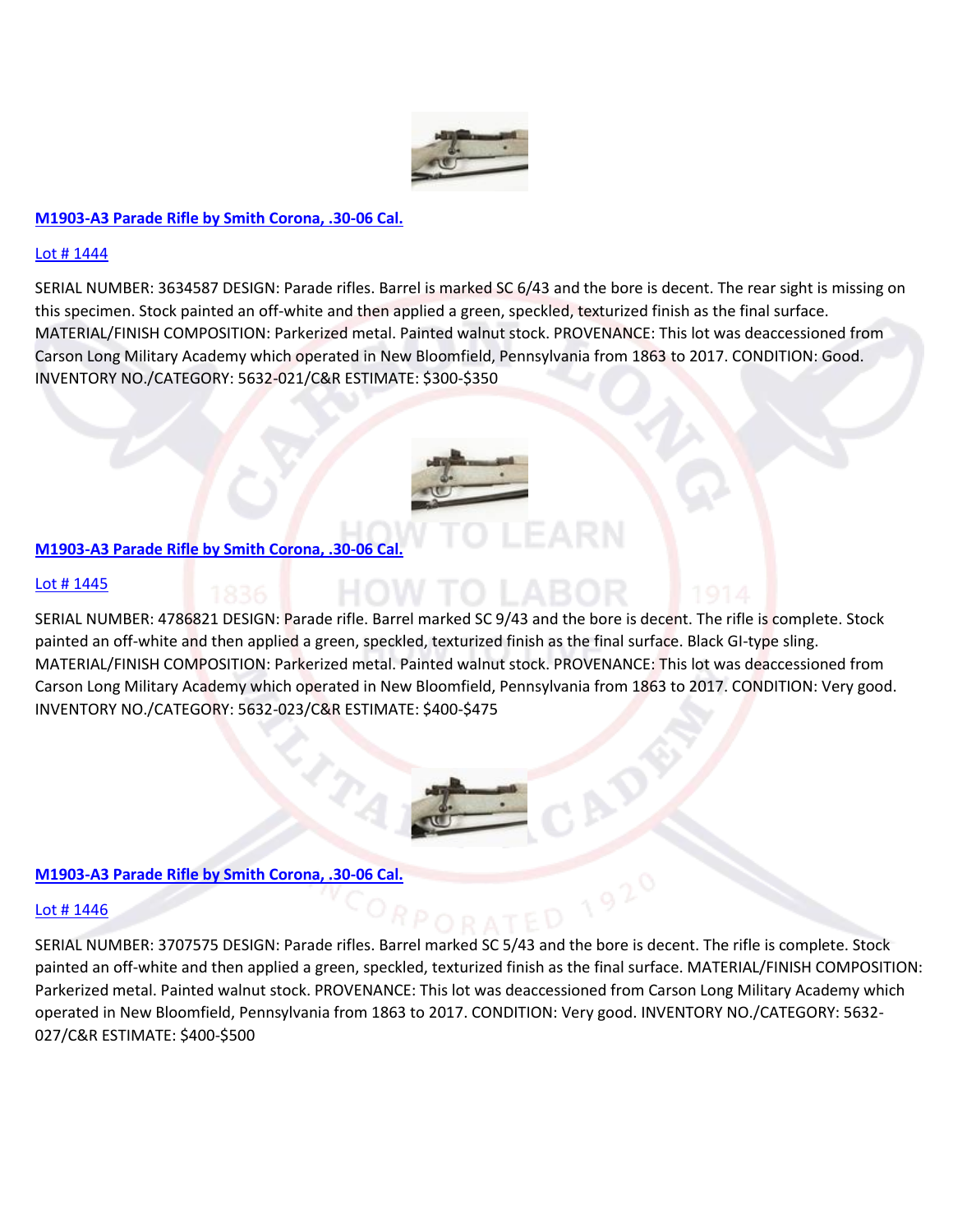**M1903-A3 Parade Rifle by Smith Corona, .30-06 Cal.**

Lot # 1444

SERIAL NUMBER: 3634587 DESIGN: Parade rifles. Barrel is marked SC 6/43 and the bore is decent. The rear sight is missing on this specimen. Stock painted an off-white and then applied a green, speckled, texturized finish as the final surface. MATERIAL/FINISH COMPOSITION: Parkerized metal. Painted walnut stock. PROVENANCE: This lot was deaccessioned from Carson Long Military Academy which operated in New Bloomfield, Pennsylvania from 1863 to 2017. CONDITION: Good. INVENTORY NO./CATEGORY: 5632-021/C&R ESTIMATE: $300-$350

**M1903-A3 Parade Rifle by Smith Corona, .30-06 Cal.**

Lot # 1445

SERIAL NUMBER: 4786821 DESIGN: Parade rifle. Barrel marked SC 9/43 and the bore is decent. The rifle is complete. Stock painted an off-white and then applied a green, speckled, texturized finish as the final surface. Black GI-type sling. MATERIAL/FINISH COMPOSITION: Parkerized metal. Painted walnut stock. PROVENANCE: This lot was deaccessioned from Carson Long Military Academy which operated in New Bloomfield, Pennsylvania from 1863 to 2017. CONDITION: Very good. INVENTORY NO./CATEGORY: 5632-023/C&R ESTIMATE: $400-$475

**M1903-A3 Parade Rifle by Smith Corona, .30-06 Cal.**

Lot # 1446

SERIAL NUMBER: 3707575 DESIGN: Parade rifles. Barrel marked SC 5/43 and the bore is decent. The rifle is complete. Stock painted an off-white and then applied a green, speckled, texturized finish as the final surface. MATERIAL/FINISH COMPOSITION: Parkerized metal. Painted walnut stock. PROVENANCE: This lot was deaccessioned from Carson Long Military Academy which operated in New Bloomfield, Pennsylvania from 1863 to 2017. CONDITION: Very good. INVENTORY NO./CATEGORY: 5632-027/C&R ESTIMATE: $400-$500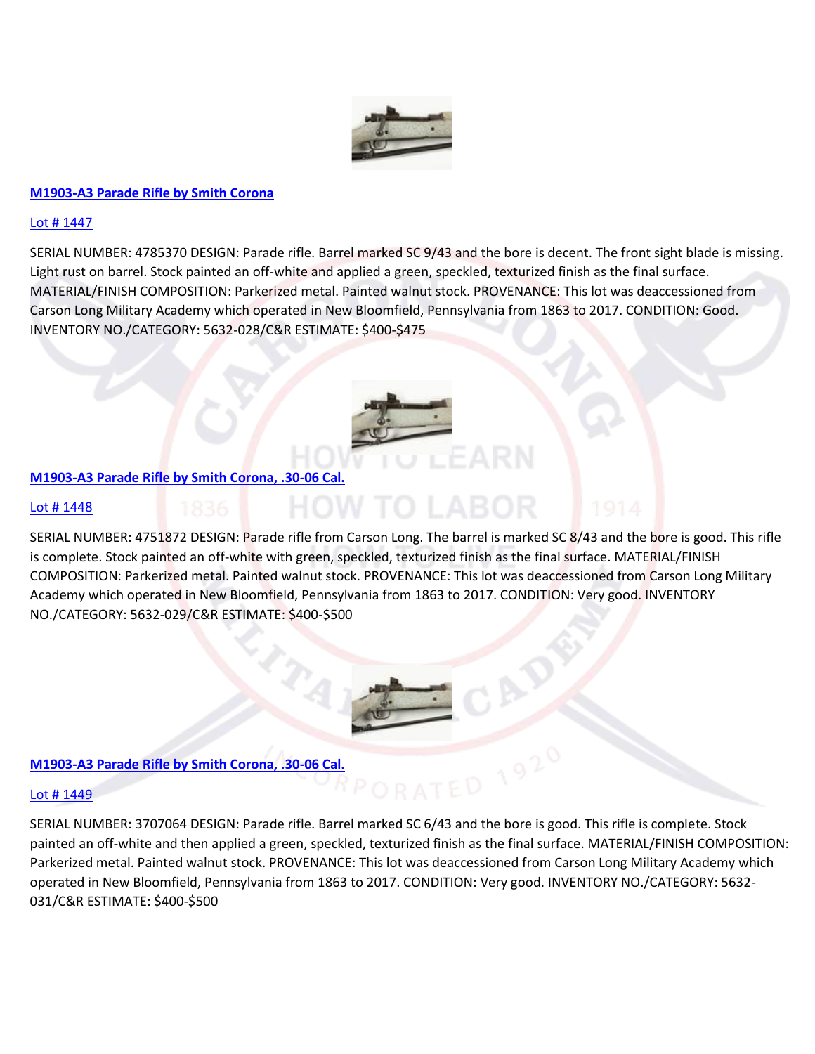**M1903-A3 Parade Rifle by Smith Corona**

Lot # 1447

SERIAL NUMBER: 4785370 DESIGN: Parade rifle. Barrel marked SC 9/43 and the bore is decent. The front sight blade is missing. Light rust on barrel. Stock painted an off-white and applied a green, speckled, texturized finish as the final surface. MATERIAL/FINISH COMPOSITION: Parkerized metal. Painted walnut stock. PROVENANCE: This lot was deaccessioned from Carson Long Military Academy which operated in New Bloomfield, Pennsylvania from 1863 to 2017. CONDITION: Good. INVENTORY NO./CATEGORY: 5632-028/C&R ESTIMATE: $400-$475

**M1903-A3 Parade Rifle by Smith Corona, .30-06 Cal.**

Lot # 1448

SERIAL NUMBER: 4751872 DESIGN: Parade rifle from Carson Long. The barrel is marked SC 8/43 and the bore is good. This rifle is complete. Stock painted an off-white with green, speckled, texturized finish as the final surface. MATERIAL/FINISH COMPOSITION: Parkerized metal. Painted walnut stock. PROVENANCE: This lot was deaccessioned from Carson Long Military Academy which operated in New Bloomfield, Pennsylvania from 1863 to 2017. CONDITION: Very good. INVENTORY NO./CATEGORY: 5632-029/C&R ESTIMATE: $400-$500

**M1903-A3 Parade Rifle by Smith Corona, .30-06 Cal.**

Lot # 1449

SERIAL NUMBER: 3707064 DESIGN: Parade rifle. Barrel marked SC 6/43 and the bore is good. This rifle is complete. Stock painted an off-white and then applied a green, speckled, texturized finish as the final surface. MATERIAL/FINISH COMPOSITION: Parkerized metal. Painted walnut stock. PROVENANCE: This lot was deaccessioned from Carson Long Military Academy which operated in New Bloomfield, Pennsylvania from 1863 to 2017. CONDITION: Very good. INVENTORY NO./CATEGORY: 5632-031/C&R ESTIMATE: $400-$500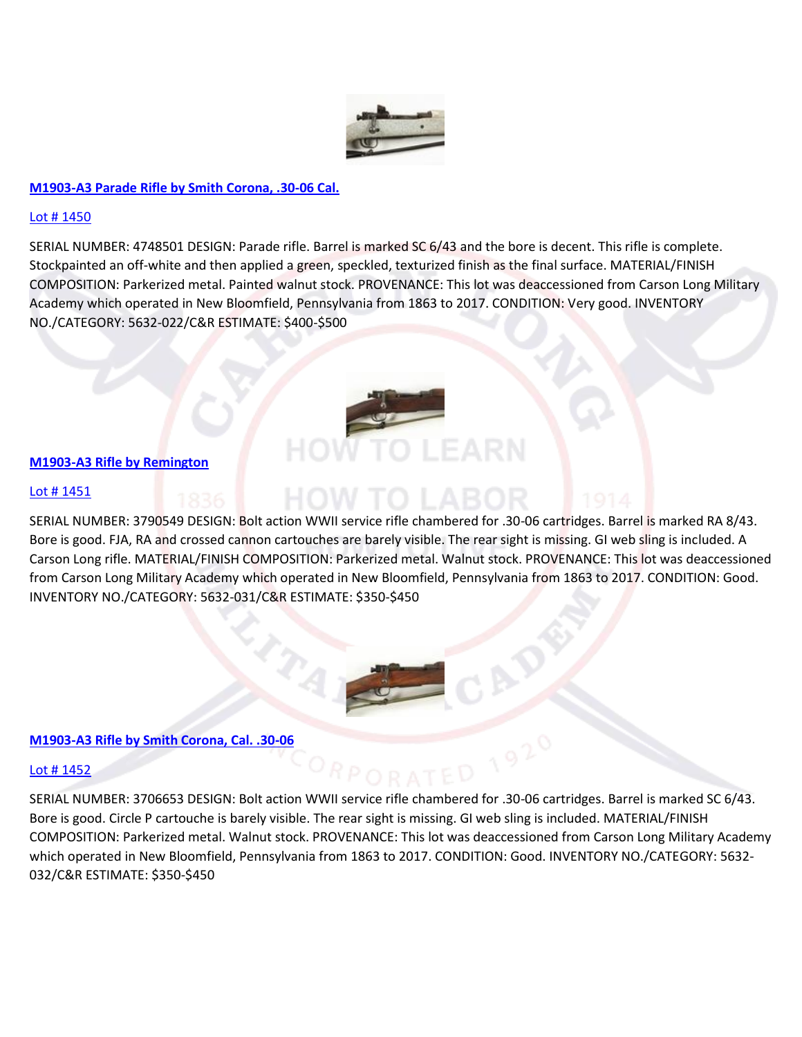### [M1903-A3 Parade Rifle by Smith Corona, .30-06 Cal.]

[Lot # 1450]

SERIAL NUMBER: 4748501 DESIGN: Parade rifle. Barrel is marked SC 6/43 and the bore is decent. This rifle is complete. Stockpainted an off-white and then applied a green, speckled, texturized finish as the final surface. MATERIAL/FINISH COMPOSITION: Parkerized metal. Painted walnut stock. PROVENANCE: This lot was deaccessioned from Carson Long Military Academy which operated in New Bloomfield, Pennsylvania from 1863 to 2017. CONDITION: Very good. INVENTORY NO./CATEGORY: 5632-022/C&R ESTIMATE: $400-$500

### [M1903-A3 Rifle by Remington]

[Lot # 1451]

SERIAL NUMBER: 3790549 DESIGN: Bolt action WWII service rifle chambered for .30-06 cartridges. Barrel is marked RA 8/43. Bore is good. FJA, RA and crossed cannon cartouches are barely visible. The rear sight is missing. GI web sling is included. A Carson Long rifle. MATERIAL/FINISH COMPOSITION: Parkerized metal. Walnut stock. PROVENANCE: This lot was deaccessioned from Carson Long Military Academy which operated in New Bloomfield, Pennsylvania from 1863 to 2017. CONDITION: Good. INVENTORY NO./CATEGORY: 5632-031/C&R ESTIMATE: $350-$450

### [M1903-A3 Rifle by Smith Corona, Cal. .30-06]

[Lot # 1452]

SERIAL NUMBER: 3706653 DESIGN: Bolt action WWII service rifle chambered for .30-06 cartridges. Barrel is marked SC 6/43. Bore is good. Circle P cartouche is barely visible. The rear sight is missing. GI web sling is included. MATERIAL/FINISH COMPOSITION: Parkerized metal. Walnut stock. PROVENANCE: This lot was deaccessioned from Carson Long Military Academy which operated in New Bloomfield, Pennsylvania from 1863 to 2017. CONDITION: Good. INVENTORY NO./CATEGORY: 5632-032/C&R ESTIMATE: $350-$450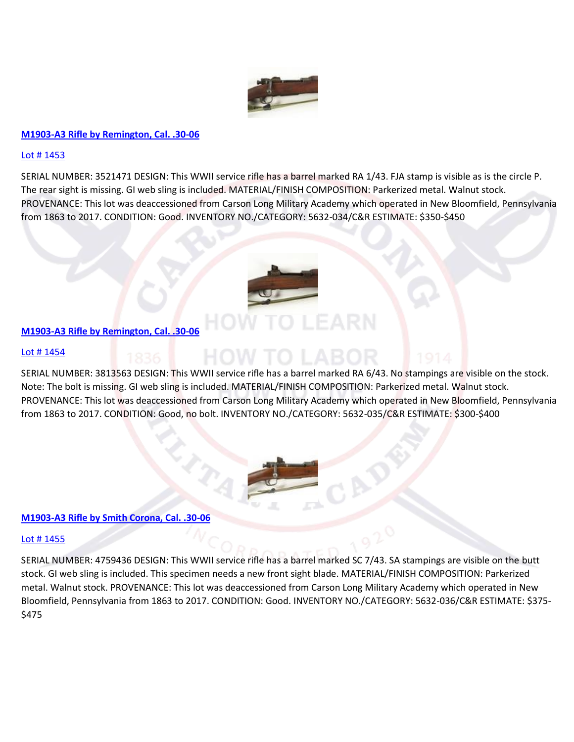[M1903-A3 Rifle by Remington, Cal. .30-06](#)

[Lot # 1453](#)

SERIAL NUMBER: 3521471 DESIGN: This WWII service rifle has a barrel marked RA 1/43. FJA stamp is visible as is the circle P. The rear sight is missing. GI web sling is included. MATERIAL/FINISH COMPOSITION: Parkerized metal. Walnut stock. PROVENANCE: This lot was deaccessioned from Carson Long Military Academy which operated in New Bloomfield, Pennsylvania from 1863 to 2017. CONDITION: Good. INVENTORY NO./CATEGORY: 5632-034/C&R ESTIMATE: $350-$450

[M1903-A3 Rifle by Remington, Cal. .30-06](#)

[Lot # 1454](#)

SERIAL NUMBER: 3813563 DESIGN: This WWII service rifle has a barrel marked RA 6/43. No stampings are visible on the stock. Note: The bolt is missing. GI web sling is included. MATERIAL/FINISH COMPOSITION: Parkerized metal. Walnut stock. PROVENANCE: This lot was deaccessioned from Carson Long Military Academy which operated in New Bloomfield, Pennsylvania from 1863 to 2017. CONDITION: Good, no bolt. INVENTORY NO./CATEGORY: 5632-035/C&R ESTIMATE: $300-$400

[M1903-A3 Rifle by Smith Corona, Cal. .30-06](#)

[Lot # 1455](#)

SERIAL NUMBER: 4759436 DESIGN: This WWII service rifle has a barrel marked SC 7/43. SA stampings are visible on the butt stock. GI web sling is included. This specimen needs a new front sight blade. MATERIAL/FINISH COMPOSITION: Parkerized metal. Walnut stock. PROVENANCE: This lot was deaccessioned from Carson Long Military Academy which operated in New Bloomfield, Pennsylvania from 1863 to 2017. CONDITION: Good. INVENTORY NO./CATEGORY: 5632-036/C&R ESTIMATE: $375-$475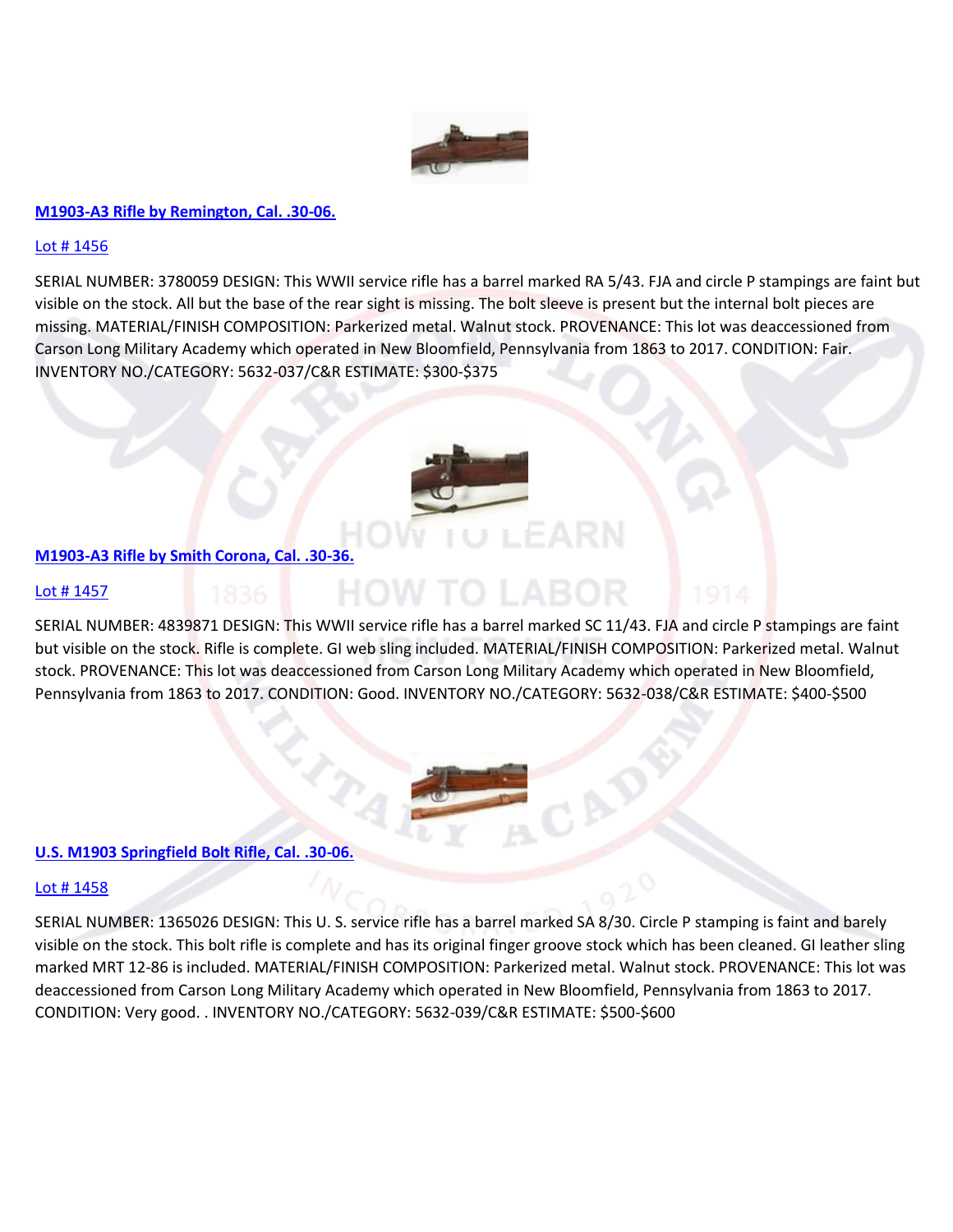[M1903-A3 Rifle by Remington, Cal. .30-06.](#)

[Lot # 1456](#)

SERIAL NUMBER: 3780059 DESIGN: This WWII service rifle has a barrel marked RA 5/43. FJA and circle P stampings are faint but visible on the stock. All but the base of the rear sight is missing. The bolt sleeve is present but the internal bolt pieces are missing. MATERIAL/FINISH COMPOSITION: Parkerized metal. Walnut stock. PROVENANCE: This lot was deaccessioned from Carson Long Military Academy which operated in New Bloomfield, Pennsylvania from 1863 to 2017. CONDITION: Fair. INVENTORY NO./CATEGORY: 5632-037/C&R ESTIMATE: $300-$375

[M1903-A3 Rifle by Smith Corona, Cal. .30-36.](#)

[Lot # 1457](#)

SERIAL NUMBER: 4839871 DESIGN: This WWII service rifle has a barrel marked SC 11/43. FJA and circle P stampings are faint but visible on the stock. Rifle is complete. GI web sling included. MATERIAL/FINISH COMPOSITION: Parkerized metal. Walnut stock. PROVENANCE: This lot was deaccessioned from Carson Long Military Academy which operated in New Bloomfield, Pennsylvania from 1863 to 2017. CONDITION: Good. INVENTORY NO./CATEGORY: 5632-038/C&R ESTIMATE: $400-$500

[U.S. M1903 Springfield Bolt Rifle, Cal. .30-06.](#)

[Lot # 1458](#)

SERIAL NUMBER: 1365026 DESIGN: This U. S. service rifle has a barrel marked SA 8/30. Circle P stamping is faint and barely visible on the stock. This bolt rifle is complete and has its original finger groove stock which has been cleaned. GI leather sling marked MRT 12-86 is included. MATERIAL/FINISH COMPOSITION: Parkerized metal. Walnut stock. PROVENANCE: This lot was deaccessioned from Carson Long Military Academy which operated in New Bloomfield, Pennsylvania from 1863 to 2017. CONDITION: Very good. . INVENTORY NO./CATEGORY: 5632-039/C&R ESTIMATE: $500-$600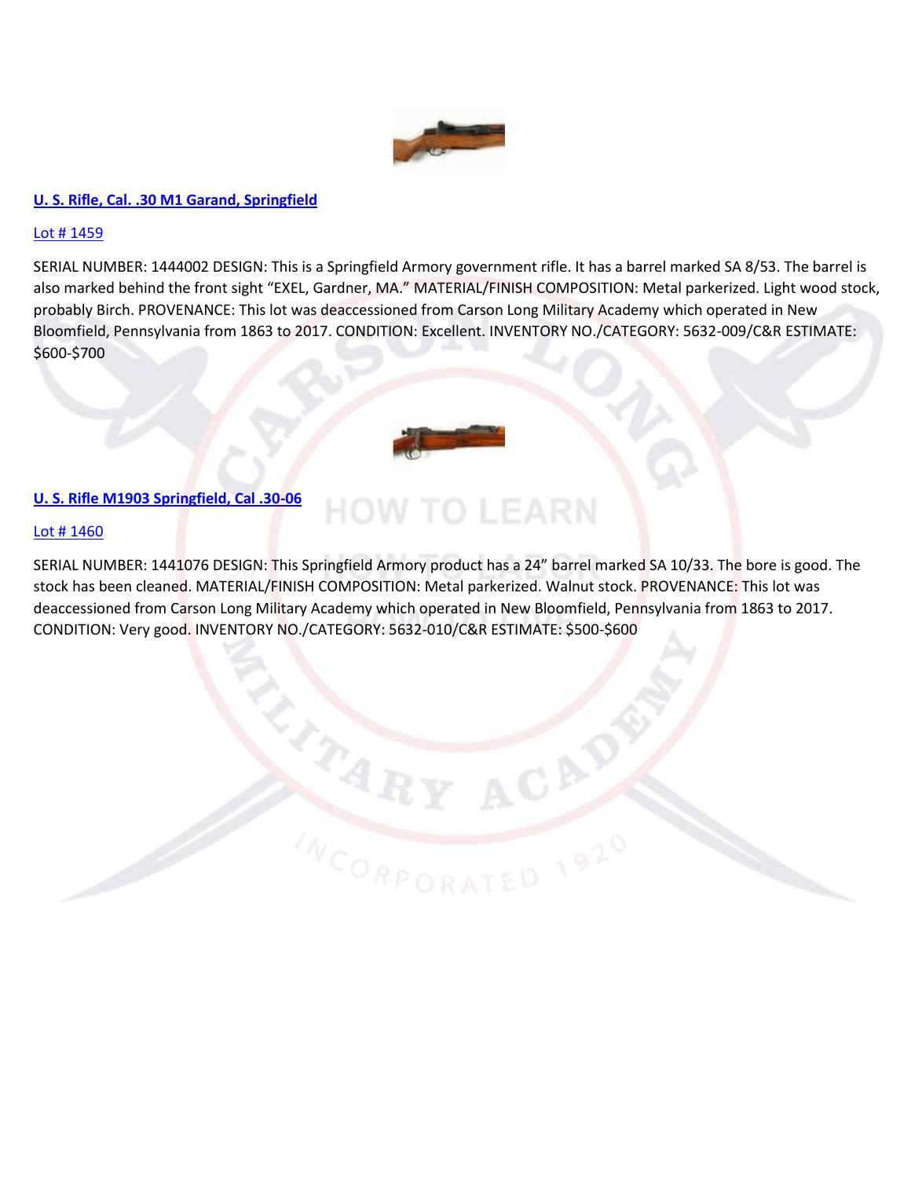## U. S. Rifle, Cal. .30 M1 Garand, Springfield

Lot # 1459

SERIAL NUMBER: 1444002 DESIGN: This is a Springfield Armory government rifle. It has a barrel marked SA 8/53. The barrel is also marked behind the front sight "EXEL, Gardner, MA." MATERIAL/FINISH COMPOSITION: Metal parkerized. Light wood stock, probably Birch. PROVENANCE: This lot was deaccessioned from Carson Long Military Academy which operated in New Bloomfield, Pennsylvania from 1863 to 2017. CONDITION: Excellent. INVENTORY NO./CATEGORY: 5632-009/C&R ESTIMATE: $600-$700

## U. S. Rifle M1903 Springfield, Cal .30-06

Lot # 1460

SERIAL NUMBER: 1441076 DESIGN: This Springfield Armory product has a 24" barrel marked SA 10/33. The bore is good. The stock has been cleaned. MATERIAL/FINISH COMPOSITION: Metal parkerized. Walnut stock. PROVENANCE: This lot was deaccessioned from Carson Long Military Academy which operated in New Bloomfield, Pennsylvania from 1863 to 2017. CONDITION: Very good. INVENTORY NO./CATEGORY: 5632-010/C&R ESTIMATE: $500-$600